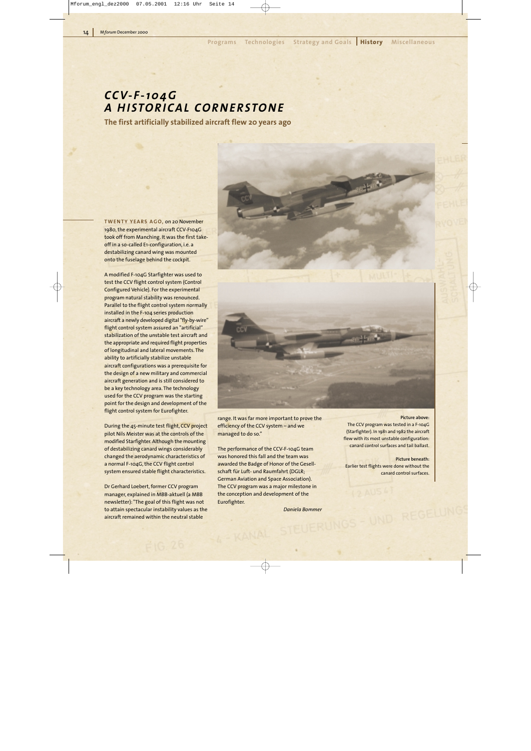# CCV-F-104G
# A HISTORICAL CORNERSTONE

**The first artificially stabilized aircraft flew 20 years ago**

**TWENTY YEARS AGO,** on 20 November 1980, the experimental aircraft CCV-F104G took off from Manching. It was the first take-off in a so-called E1-configuration, i.e. a destabilizing canard wing was mounted onto the fuselage behind the cockpit.

A modified F-104G Starfighter was used to test the CCV flight control system (Control Configured Vehicle). For the experimental program natural stability was renounced. Parallel to the flight control system normally installed in the F-104 series production aircraft a newly developed digital "fly-by-wire" flight control system assured an "artificial" stabilization of the unstable test aircraft and the appropriate and required flight properties of longitudinal and lateral movements. The ability to artificially stabilize unstable aircraft configurations was a prerequisite for the design of a new military and commercial aircraft generation and is still considered to be a key technology area. The technology used for the CCV program was the starting point for the design and development of the flight control system for Eurofighter.

During the 45-minute test flight, CCV project pilot Nils Meister was at the controls of the modified Starfighter. Although the mounting of destabilizing canard wings considerably changed the aerodynamic characteristics of a normal F-104G, the CCV flight control system ensured stable flight characteristics.

Dr Gerhard Loebert, former CCV program manager, explained in MBB-aktuell (a MBB newsletter): "The goal of this flight was not to attain spectacular instability values as the aircraft remained within the neutral stable range. It was far more important to prove the efficiency of the CCV system – and we managed to do so."

The performance of the CCV-F-104G team was honored this fall and the team was awarded the Badge of Honor of the Gesellschaft für Luft- und Raumfahrt (DGLR; German Aviation and Space Association). The CCV program was a major milestone in the conception and development of the Eurofighter.

*Daniela Bommer*

**Picture above:**
The CCV program was tested in a F-104G (Starfighter). In 1981 and 1982 the aircraft flew with its most unstable configuration: canard control surfaces and tail ballast.

**Picture beneath:**
Earlier test flights were done without the canard control surfaces.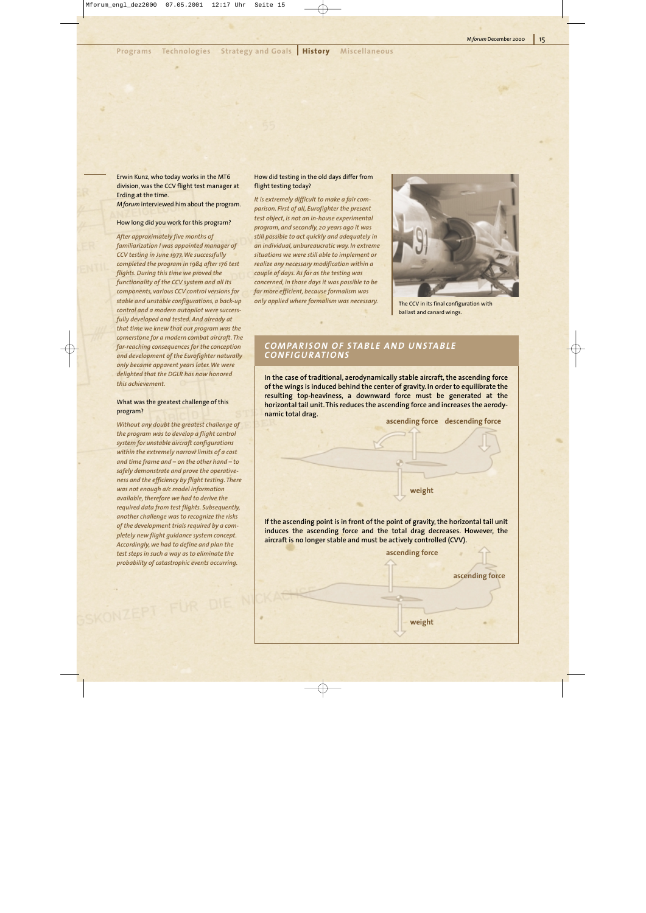Erwin Kunz, who today works in the MT6 division, was the CCV flight test manager at Erding at the time.
*M forum* interviewed him about the program.

How long did you work for this program?

*After approximately five months of familiarization I was appointed manager of CCV testing in June 1977. We successfully completed the program in 1984 after 176 test flights. During this time we proved the functionality of the CCV system and all its components, various CCV control versions for stable and unstable configurations, a back-up control and a modern autopilot were successfully developed and tested. And already at that time we knew that our program was the cornerstone for a modern combat aircraft. The far-reaching consequences for the conception and development of the Eurofighter naturally only became apparent years later. We were delighted that the DGLR has now honored this achievement.*

What was the greatest challenge of this program?

*Without any doubt the greatest challenge of the program was to develop a flight control system for unstable aircraft configurations within the extremely narrow limits of a cost and time frame and – on the other hand – to safely demonstrate and prove the operativeness and the efficiency by flight testing. There was not enough a/c model information available, therefore we had to derive the required data from test flights. Subsequently, another challenge was to recognize the risks of the development trials required by a completely new flight guidance system concept. Accordingly, we had to define and plan the test steps in such a way as to eliminate the probability of catastrophic events occurring.*

How did testing in the old days differ from flight testing today?

*It is extremely difficult to make a fair comparison. First of all, Eurofighter the present test object, is not an in-house experimental program, and secondly, 20 years ago it was still possible to act quickly and adequately in an individual, unbureaucratic way. In extreme situations we were still able to implement or realize any necessary modification within a couple of days. As far as the testing was concerned, in those days it was possible to be far more efficient, because formalism was only applied where formalism was necessary.*

The CCV in its final configuration with ballast and canard wings.

## COMPARISON OF STABLE AND UNSTABLE CONFIGURATIONS

**In the case of traditional, aerodynamically stable aircraft, the ascending force of the wings is induced behind the center of gravity. In order to equilibrate the resulting top-heaviness, a downward force must be generated at the horizontal tail unit. This reduces the ascending force and increases the aerodynamic total drag.**

ascending force
descending force
weight

**If the ascending point is in front of the point of gravity, the horizontal tail unit induces the ascending force and the total drag decreases. However, the aircraft is no longer stable and must be actively controlled (CVV).**

ascending force
ascending force
weight